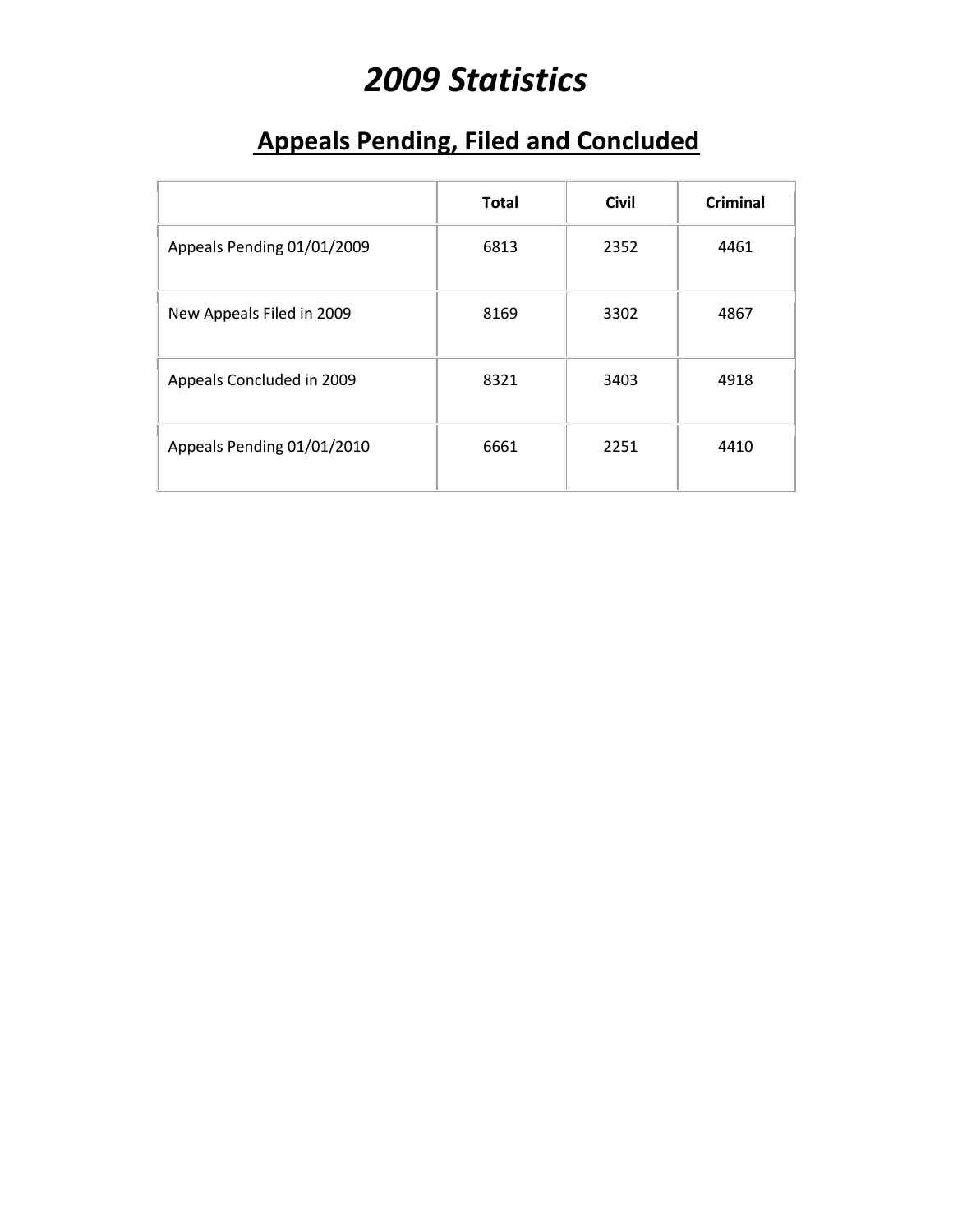# *2009 Statistics*

## Appeals Pending, Filed and Concluded

| | Total | Civil | Criminal |
|---|---|---|---|
| Appeals Pending 01/01/2009 | 6813 | 2352 | 4461 |
| New Appeals Filed in 2009 | 8169 | 3302 | 4867 |
| Appeals Concluded in 2009 | 8321 | 3403 | 4918 |
| Appeals Pending 01/01/2010 | 6661 | 2251 | 4410 |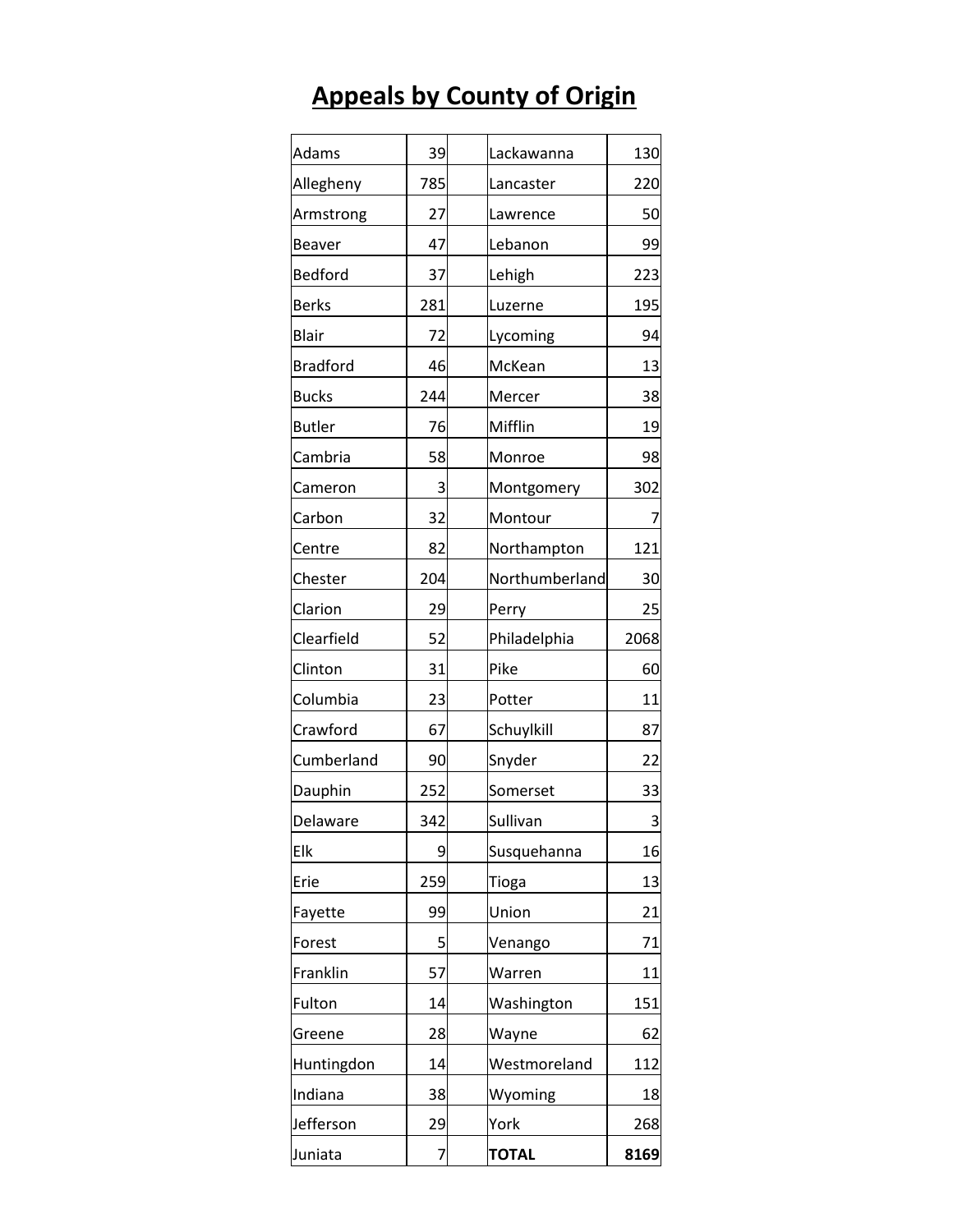# Appeals by County of Origin

| County | Appeals | County | Appeals |
|---|---|---|---|
| Adams | 39 | Lackawanna | 130 |
| Allegheny | 785 | Lancaster | 220 |
| Armstrong | 27 | Lawrence | 50 |
| Beaver | 47 | Lebanon | 99 |
| Bedford | 37 | Lehigh | 223 |
| Berks | 281 | Luzerne | 195 |
| Blair | 72 | Lycoming | 94 |
| Bradford | 46 | McKean | 13 |
| Bucks | 244 | Mercer | 38 |
| Butler | 76 | Mifflin | 19 |
| Cambria | 58 | Monroe | 98 |
| Cameron | 3 | Montgomery | 302 |
| Carbon | 32 | Montour | 7 |
| Centre | 82 | Northampton | 121 |
| Chester | 204 | Northumberland | 30 |
| Clarion | 29 | Perry | 25 |
| Clearfield | 52 | Philadelphia | 2068 |
| Clinton | 31 | Pike | 60 |
| Columbia | 23 | Potter | 11 |
| Crawford | 67 | Schuylkill | 87 |
| Cumberland | 90 | Snyder | 22 |
| Dauphin | 252 | Somerset | 33 |
| Delaware | 342 | Sullivan | 3 |
| Elk | 9 | Susquehanna | 16 |
| Erie | 259 | Tioga | 13 |
| Fayette | 99 | Union | 21 |
| Forest | 5 | Venango | 71 |
| Franklin | 57 | Warren | 11 |
| Fulton | 14 | Washington | 151 |
| Greene | 28 | Wayne | 62 |
| Huntingdon | 14 | Westmoreland | 112 |
| Indiana | 38 | Wyoming | 18 |
| Jefferson | 29 | York | 268 |
| Juniata | 7 | **TOTAL** | **8169** |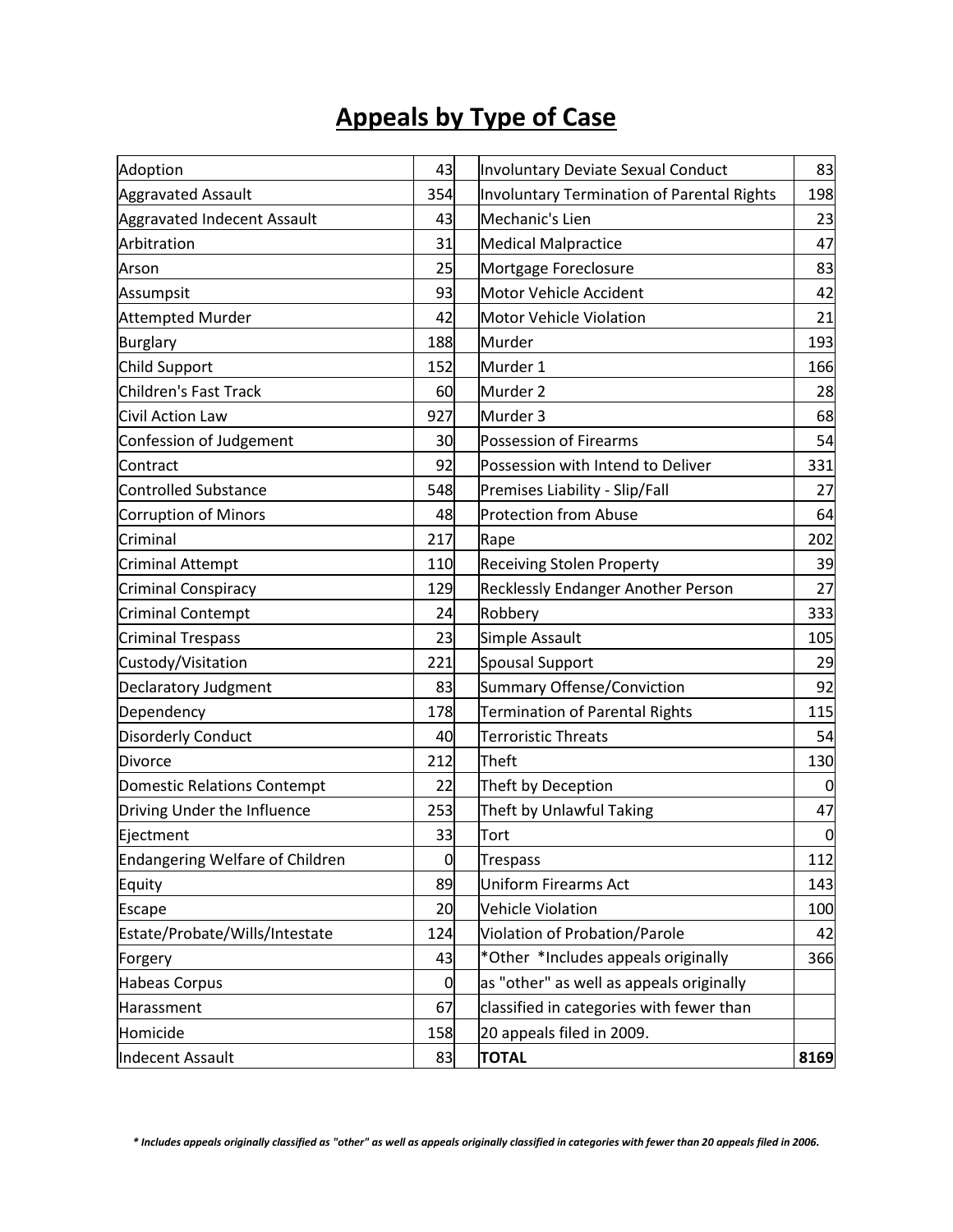# Appeals by Type of Case

| | | | |
|---|---|---|---|
| Adoption | 43 | Involuntary Deviate Sexual Conduct | 83 |
| Aggravated Assault | 354 | Involuntary Termination of Parental Rights | 198 |
| Aggravated Indecent Assault | 43 | Mechanic's Lien | 23 |
| Arbitration | 31 | Medical Malpractice | 47 |
| Arson | 25 | Mortgage Foreclosure | 83 |
| Assumpsit | 93 | Motor Vehicle Accident | 42 |
| Attempted Murder | 42 | Motor Vehicle Violation | 21 |
| Burglary | 188 | Murder | 193 |
| Child Support | 152 | Murder 1 | 166 |
| Children's Fast Track | 60 | Murder 2 | 28 |
| Civil Action Law | 927 | Murder 3 | 68 |
| Confession of Judgement | 30 | Possession of Firearms | 54 |
| Contract | 92 | Possession with Intend to Deliver | 331 |
| Controlled Substance | 548 | Premises Liability - Slip/Fall | 27 |
| Corruption of Minors | 48 | Protection from Abuse | 64 |
| Criminal | 217 | Rape | 202 |
| Criminal Attempt | 110 | Receiving Stolen Property | 39 |
| Criminal Conspiracy | 129 | Recklessly Endanger Another Person | 27 |
| Criminal Contempt | 24 | Robbery | 333 |
| Criminal Trespass | 23 | Simple Assault | 105 |
| Custody/Visitation | 221 | Spousal Support | 29 |
| Declaratory Judgment | 83 | Summary Offense/Conviction | 92 |
| Dependency | 178 | Termination of Parental Rights | 115 |
| Disorderly Conduct | 40 | Terroristic Threats | 54 |
| Divorce | 212 | Theft | 130 |
| Domestic Relations Contempt | 22 | Theft by Deception | 0 |
| Driving Under the Influence | 253 | Theft by Unlawful Taking | 47 |
| Ejectment | 33 | Tort | 0 |
| Endangering Welfare of Children | 0 | Trespass | 112 |
| Equity | 89 | Uniform Firearms Act | 143 |
| Escape | 20 | Vehicle Violation | 100 |
| Estate/Probate/Wills/Intestate | 124 | Violation of Probation/Parole | 42 |
| Forgery | 43 | *Other *Includes appeals originally | 366 |
| Habeas Corpus | 0 | as "other" as well as appeals originally | |
| Harassment | 67 | classified in categories with fewer than | |
| Homicide | 158 | 20 appeals filed in 2009. | |
| Indecent Assault | 83 | **TOTAL** | **8169** |

***** Includes appeals originally classified as "other" as well as appeals originally classified in categories with fewer than 20 appeals filed in 2006.*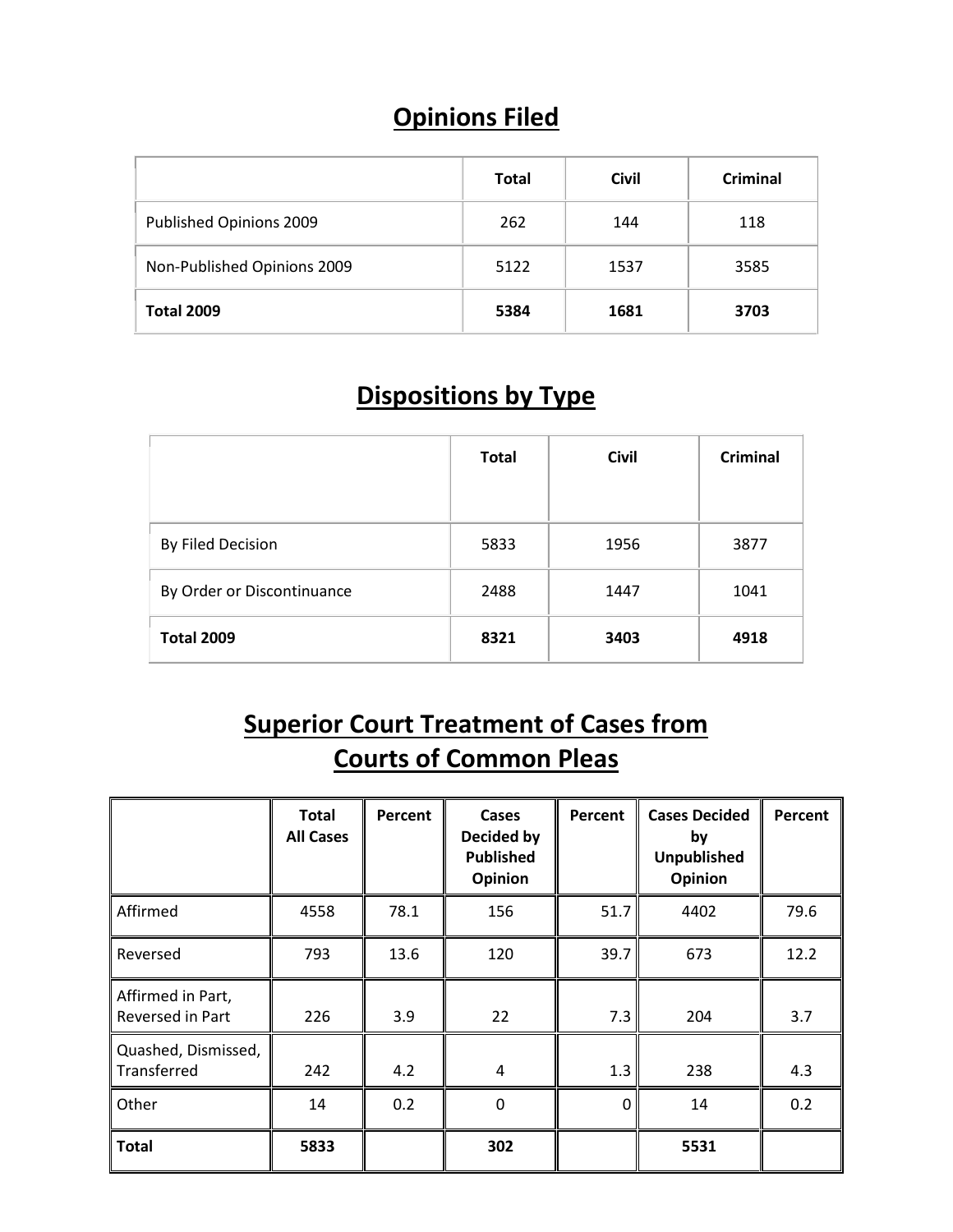## Opinions Filed

| | Total | Civil | Criminal |
|---|---|---|---|
| Published Opinions 2009 | 262 | 144 | 118 |
| Non-Published Opinions 2009 | 5122 | 1537 | 3585 |
| **Total 2009** | **5384** | **1681** | **3703** |

## Dispositions by Type

| | Total | Civil | Criminal |
|---|---|---|---|
| By Filed Decision | 5833 | 1956 | 3877 |
| By Order or Discontinuance | 2488 | 1447 | 1041 |
| **Total 2009** | **8321** | **3403** | **4918** |

## Superior Court Treatment of Cases from Courts of Common Pleas

| | Total All Cases | Percent | Cases Decided by Published Opinion | Percent | Cases Decided by Unpublished Opinion | Percent |
|---|---|---|---|---|---|---|
| Affirmed | 4558 | 78.1 | 156 | 51.7 | 4402 | 79.6 |
| Reversed | 793 | 13.6 | 120 | 39.7 | 673 | 12.2 |
| Affirmed in Part, Reversed in Part | 226 | 3.9 | 22 | 7.3 | 204 | 3.7 |
| Quashed, Dismissed, Transferred | 242 | 4.2 | 4 | 1.3 | 238 | 4.3 |
| Other | 14 | 0.2 | 0 | 0 | 14 | 0.2 |
| **Total** | **5833** | | **302** | | **5531** | |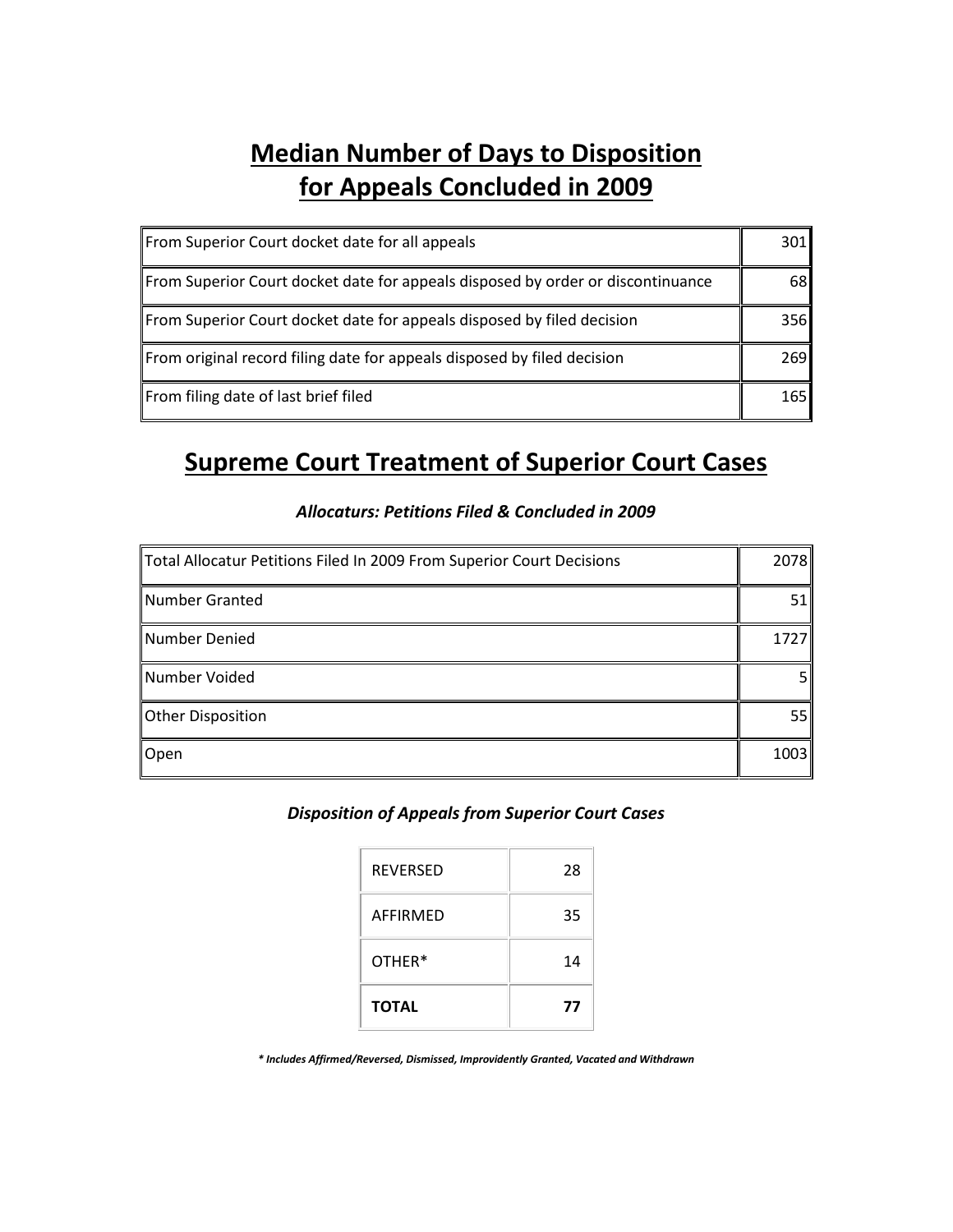# Median Number of Days to Disposition for Appeals Concluded in 2009

| | |
|---|---|
| From Superior Court docket date for all appeals | 301 |
| From Superior Court docket date for appeals disposed by order or discontinuance | 68 |
| From Superior Court docket date for appeals disposed by filed decision | 356 |
| From original record filing date for appeals disposed by filed decision | 269 |
| From filing date of last brief filed | 165 |

# Supreme Court Treatment of Superior Court Cases

### *Allocaturs: Petitions Filed & Concluded in 2009*

| | |
|---|---|
| Total Allocatur Petitions Filed In 2009 From Superior Court Decisions | 2078 |
| Number Granted | 51 |
| Number Denied | 1727 |
| Number Voided | 5 |
| Other Disposition | 55 |
| Open | 1003 |

### *Disposition of Appeals from Superior Court Cases*

| | |
|---|---|
| REVERSED | 28 |
| AFFIRMED | 35 |
| OTHER* | 14 |
| **TOTAL** | **77** |

***\* Includes Affirmed/Reversed, Dismissed, Improvidently Granted, Vacated and Withdrawn***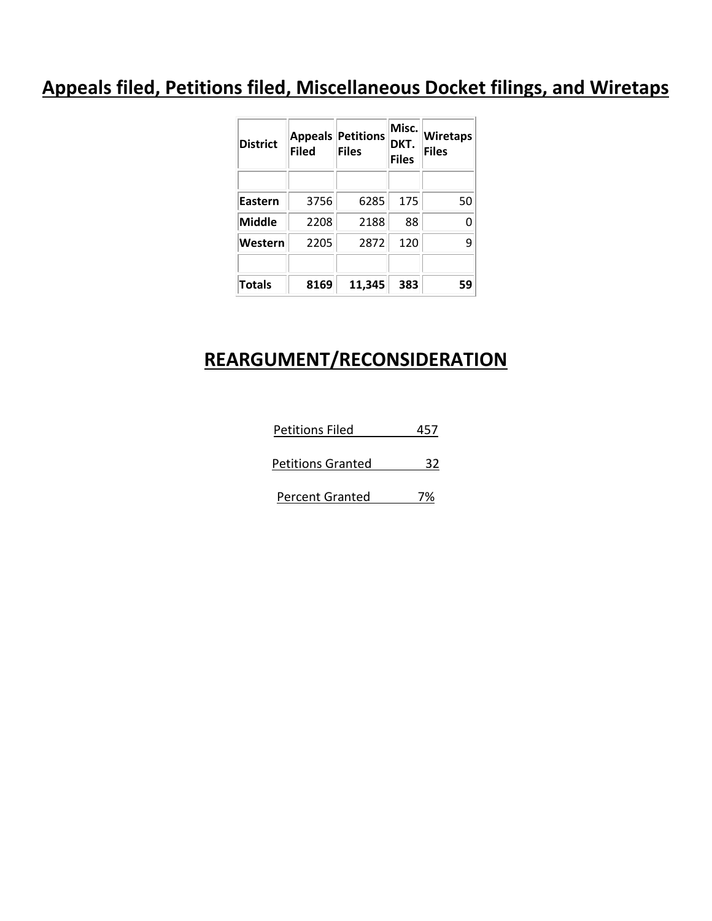# Appeals filed, Petitions filed, Miscellaneous Docket filings, and Wiretaps

| District | Appeals Filed | Petitions Files | Misc. DKT. Files | Wiretaps Files |
|---|---|---|---|---|
| | | | | |
| **Eastern** | 3756 | 6285 | 175 | 50 |
| **Middle** | 2208 | 2188 | 88 | 0 |
| **Western** | 2205 | 2872 | 120 | 9 |
| | | | | |
| **Totals** | **8169** | **11,345** | **383** | **59** |

# REARGUMENT/RECONSIDERATION

Petitions Filed 457

Petitions Granted 32

Percent Granted 7%